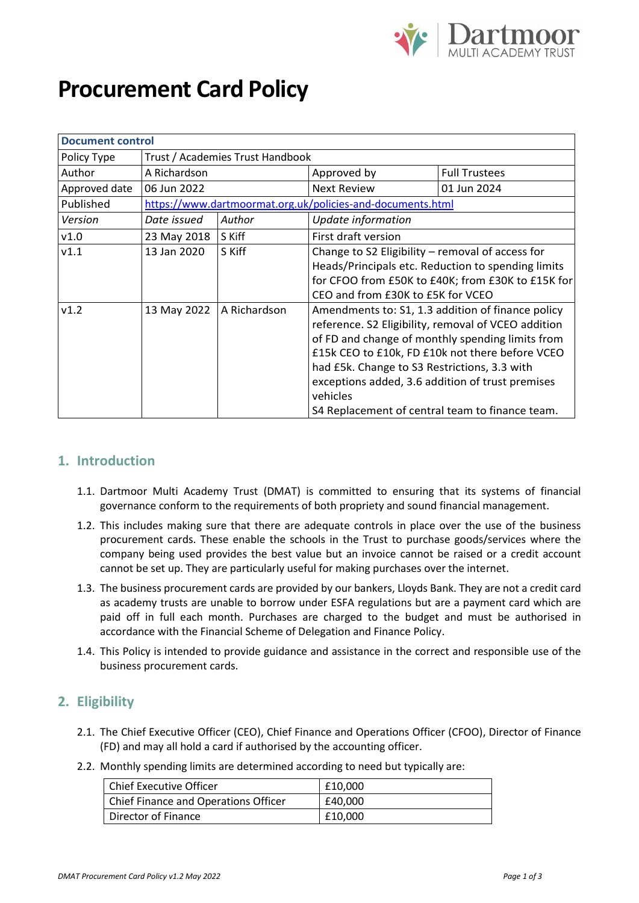# Procurement Card Policy

| Document control | | | | |
|---|---|---|---|---|
| Policy Type | Trust / Academies Trust Handbook | | | |
| Author | A Richardson | | Approved by | Full Trustees |
| Approved date | 06 Jun 2022 | | Next Review | 01 Jun 2024 |
| Published | https://www.dartmoormat.org.uk/policies-and-documents.html | | | |
| *Version* | *Date issued* | *Author* | *Update information* | |
| v1.0 | 23 May 2018 | S Kiff | First draft version | |
| v1.1 | 13 Jan 2020 | S Kiff | Change to S2 Eligibility – removal of access for Heads/Principals etc. Reduction to spending limits for CFOO from £50K to £40K; from £30K to £15K for CEO and from £30K to £5K for VCEO | |
| v1.2 | 13 May 2022 | A Richardson | Amendments to: S1, 1.3 addition of finance policy reference. S2 Eligibility, removal of VCEO addition of FD and change of monthly spending limits from £15k CEO to £10k, FD £10k not there before VCEO had £5k. Change to S3 Restrictions, 3.3 with exceptions added, 3.6 addition of trust premises vehicles<br>S4 Replacement of central team to finance team. | |

## 1. Introduction

1.1. Dartmoor Multi Academy Trust (DMAT) is committed to ensuring that its systems of financial governance conform to the requirements of both propriety and sound financial management.

1.2. This includes making sure that there are adequate controls in place over the use of the business procurement cards. These enable the schools in the Trust to purchase goods/services where the company being used provides the best value but an invoice cannot be raised or a credit account cannot be set up. They are particularly useful for making purchases over the internet.

1.3. The business procurement cards are provided by our bankers, Lloyds Bank. They are not a credit card as academy trusts are unable to borrow under ESFA regulations but are a payment card which are paid off in full each month. Purchases are charged to the budget and must be authorised in accordance with the Financial Scheme of Delegation and Finance Policy.

1.4. This Policy is intended to provide guidance and assistance in the correct and responsible use of the business procurement cards.

## 2. Eligibility

2.1. The Chief Executive Officer (CEO), Chief Finance and Operations Officer (CFOO), Director of Finance (FD) and may all hold a card if authorised by the accounting officer.

2.2. Monthly spending limits are determined according to need but typically are:

| Role | Limit |
|---|---|
| Chief Executive Officer | £10,000 |
| Chief Finance and Operations Officer | £40,000 |
| Director of Finance | £10,000 |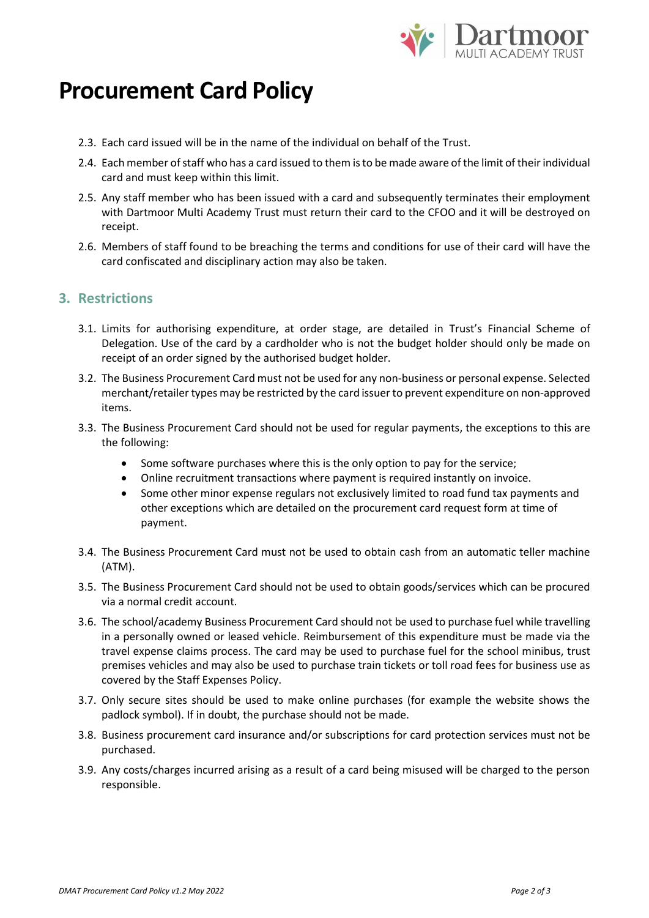# Procurement Card Policy

2.3. Each card issued will be in the name of the individual on behalf of the Trust.

2.4. Each member of staff who has a card issued to them is to be made aware of the limit of their individual card and must keep within this limit.

2.5. Any staff member who has been issued with a card and subsequently terminates their employment with Dartmoor Multi Academy Trust must return their card to the CFOO and it will be destroyed on receipt.

2.6. Members of staff found to be breaching the terms and conditions for use of their card will have the card confiscated and disciplinary action may also be taken.

## 3. Restrictions

3.1. Limits for authorising expenditure, at order stage, are detailed in Trust's Financial Scheme of Delegation. Use of the card by a cardholder who is not the budget holder should only be made on receipt of an order signed by the authorised budget holder.

3.2. The Business Procurement Card must not be used for any non-business or personal expense. Selected merchant/retailer types may be restricted by the card issuer to prevent expenditure on non-approved items.

3.3. The Business Procurement Card should not be used for regular payments, the exceptions to this are the following:

- Some software purchases where this is the only option to pay for the service;
- Online recruitment transactions where payment is required instantly on invoice.
- Some other minor expense regulars not exclusively limited to road fund tax payments and other exceptions which are detailed on the procurement card request form at time of payment.

3.4. The Business Procurement Card must not be used to obtain cash from an automatic teller machine (ATM).

3.5. The Business Procurement Card should not be used to obtain goods/services which can be procured via a normal credit account.

3.6. The school/academy Business Procurement Card should not be used to purchase fuel while travelling in a personally owned or leased vehicle. Reimbursement of this expenditure must be made via the travel expense claims process. The card may be used to purchase fuel for the school minibus, trust premises vehicles and may also be used to purchase train tickets or toll road fees for business use as covered by the Staff Expenses Policy.

3.7. Only secure sites should be used to make online purchases (for example the website shows the padlock symbol). If in doubt, the purchase should not be made.

3.8. Business procurement card insurance and/or subscriptions for card protection services must not be purchased.

3.9. Any costs/charges incurred arising as a result of a card being misused will be charged to the person responsible.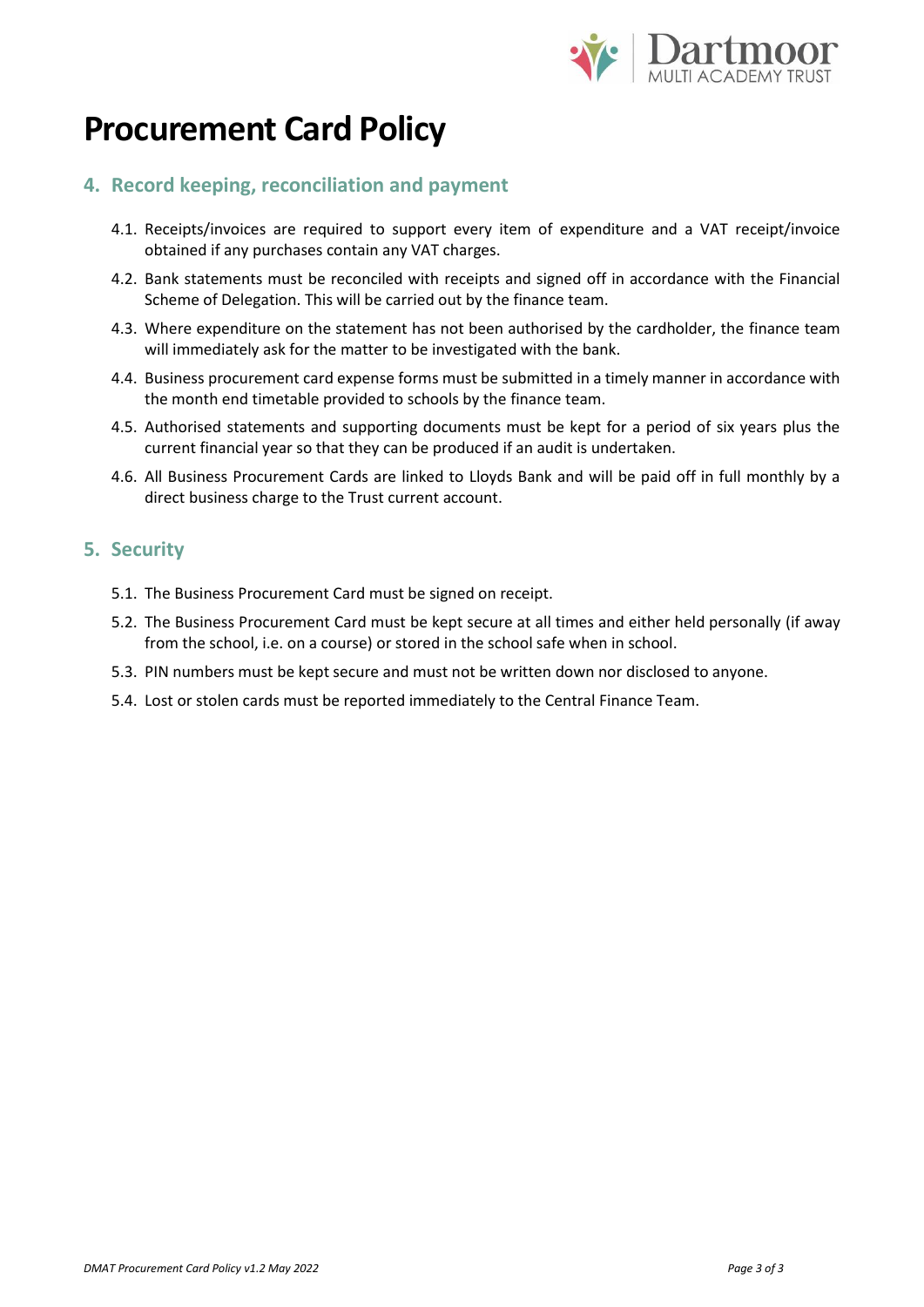# Procurement Card Policy

## 4. Record keeping, reconciliation and payment

4.1. Receipts/invoices are required to support every item of expenditure and a VAT receipt/invoice obtained if any purchases contain any VAT charges.

4.2. Bank statements must be reconciled with receipts and signed off in accordance with the Financial Scheme of Delegation. This will be carried out by the finance team.

4.3. Where expenditure on the statement has not been authorised by the cardholder, the finance team will immediately ask for the matter to be investigated with the bank.

4.4. Business procurement card expense forms must be submitted in a timely manner in accordance with the month end timetable provided to schools by the finance team.

4.5. Authorised statements and supporting documents must be kept for a period of six years plus the current financial year so that they can be produced if an audit is undertaken.

4.6. All Business Procurement Cards are linked to Lloyds Bank and will be paid off in full monthly by a direct business charge to the Trust current account.

## 5. Security

5.1. The Business Procurement Card must be signed on receipt.

5.2. The Business Procurement Card must be kept secure at all times and either held personally (if away from the school, i.e. on a course) or stored in the school safe when in school.

5.3. PIN numbers must be kept secure and must not be written down nor disclosed to anyone.

5.4. Lost or stolen cards must be reported immediately to the Central Finance Team.